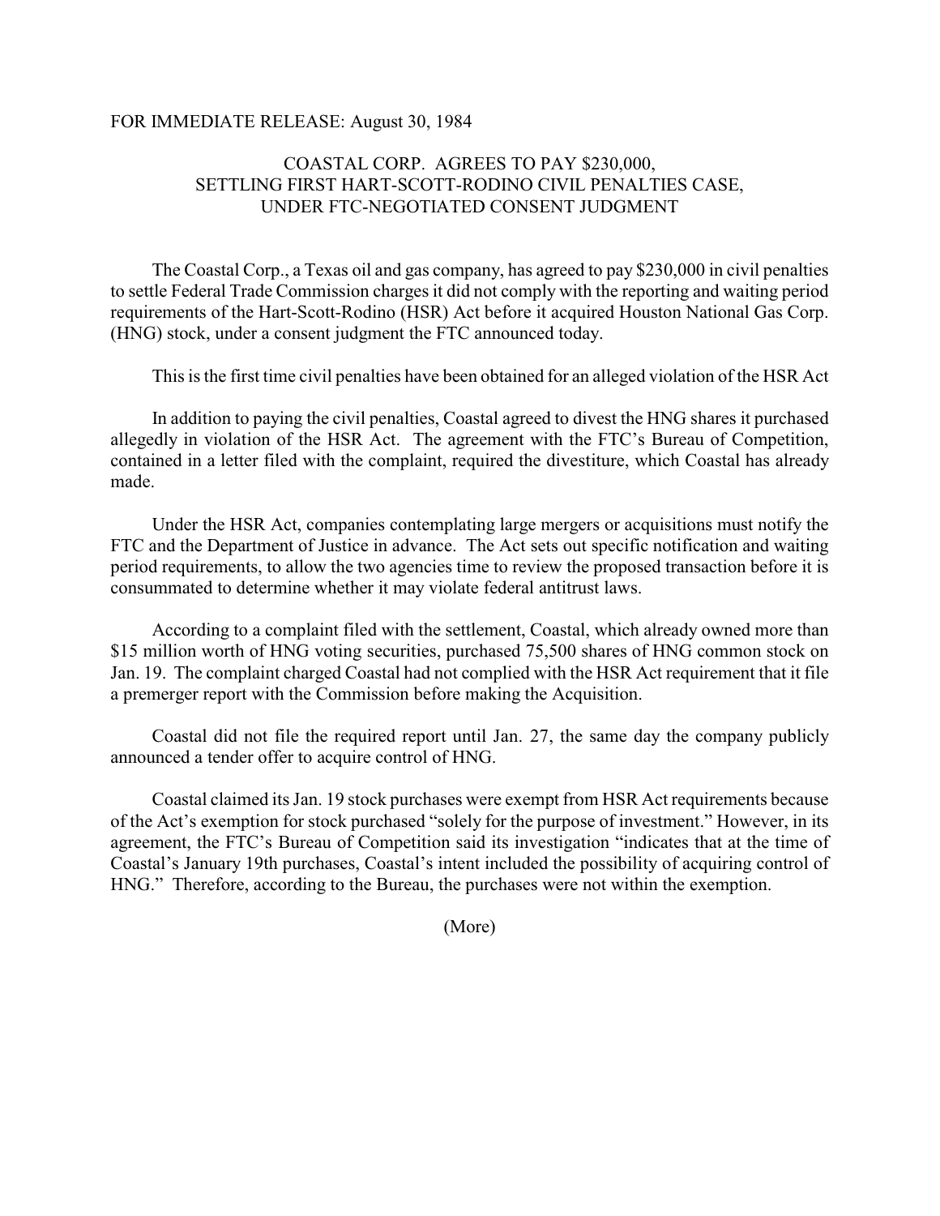FOR IMMEDIATE RELEASE: August 30, 1984

# COASTAL CORP. AGREES TO PAY $230,000, SETTLING FIRST HART-SCOTT-RODINO CIVIL PENALTIES CASE, UNDER FTC-NEGOTIATED CONSENT JUDGMENT

The Coastal Corp., a Texas oil and gas company, has agreed to pay $230,000 in civil penalties to settle Federal Trade Commission charges it did not comply with the reporting and waiting period requirements of the Hart-Scott-Rodino (HSR) Act before it acquired Houston National Gas Corp. (HNG) stock, under a consent judgment the FTC announced today.

This is the first time civil penalties have been obtained for an alleged violation of the HSR Act

In addition to paying the civil penalties, Coastal agreed to divest the HNG shares it purchased allegedly in violation of the HSR Act. The agreement with the FTC's Bureau of Competition, contained in a letter filed with the complaint, required the divestiture, which Coastal has already made.

Under the HSR Act, companies contemplating large mergers or acquisitions must notify the FTC and the Department of Justice in advance. The Act sets out specific notification and waiting period requirements, to allow the two agencies time to review the proposed transaction before it is consummated to determine whether it may violate federal antitrust laws.

According to a complaint filed with the settlement, Coastal, which already owned more than $15 million worth of HNG voting securities, purchased 75,500 shares of HNG common stock on Jan. 19. The complaint charged Coastal had not complied with the HSR Act requirement that it file a premerger report with the Commission before making the Acquisition.

Coastal did not file the required report until Jan. 27, the same day the company publicly announced a tender offer to acquire control of HNG.

Coastal claimed its Jan. 19 stock purchases were exempt from HSR Act requirements because of the Act's exemption for stock purchased "solely for the purpose of investment." However, in its agreement, the FTC's Bureau of Competition said its investigation "indicates that at the time of Coastal's January 19th purchases, Coastal's intent included the possibility of acquiring control of HNG." Therefore, according to the Bureau, the purchases were not within the exemption.

(More)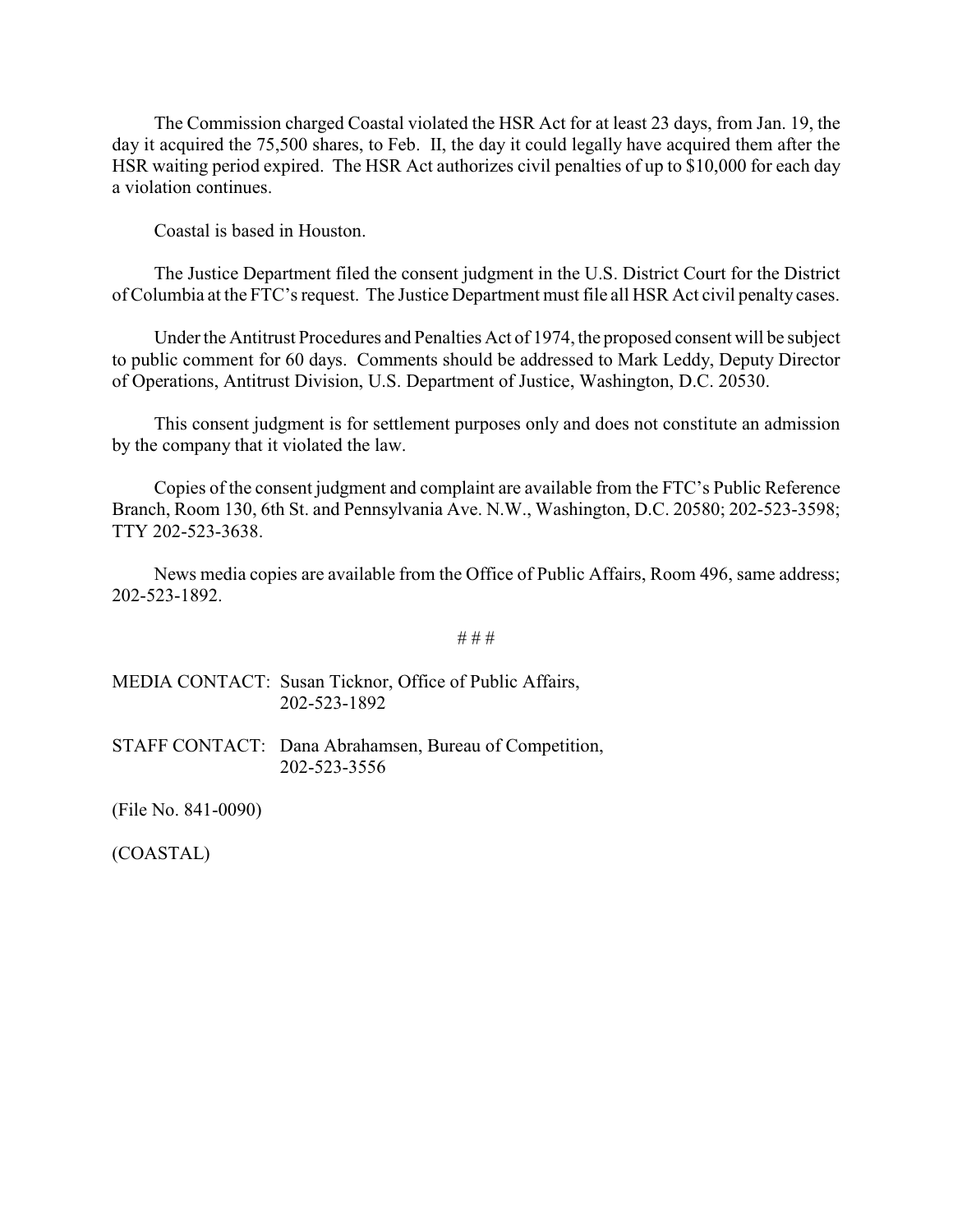The Commission charged Coastal violated the HSR Act for at least 23 days, from Jan. 19, the day it acquired the 75,500 shares, to Feb. II, the day it could legally have acquired them after the HSR waiting period expired. The HSR Act authorizes civil penalties of up to $10,000 for each day a violation continues.

Coastal is based in Houston.

The Justice Department filed the consent judgment in the U.S. District Court for the District of Columbia at the FTC's request. The Justice Department must file all HSR Act civil penalty cases.

Under the Antitrust Procedures and Penalties Act of 1974, the proposed consent will be subject to public comment for 60 days. Comments should be addressed to Mark Leddy, Deputy Director of Operations, Antitrust Division, U.S. Department of Justice, Washington, D.C. 20530.

This consent judgment is for settlement purposes only and does not constitute an admission by the company that it violated the law.

Copies of the consent judgment and complaint are available from the FTC's Public Reference Branch, Room 130, 6th St. and Pennsylvania Ave. N.W., Washington, D.C. 20580; 202-523-3598; TTY 202-523-3638.

News media copies are available from the Office of Public Affairs, Room 496, same address; 202-523-1892.

# # #

MEDIA CONTACT: Susan Ticknor, Office of Public Affairs, 202-523-1892

STAFF CONTACT: Dana Abrahamsen, Bureau of Competition, 202-523-3556

(File No. 841-0090)

(COASTAL)